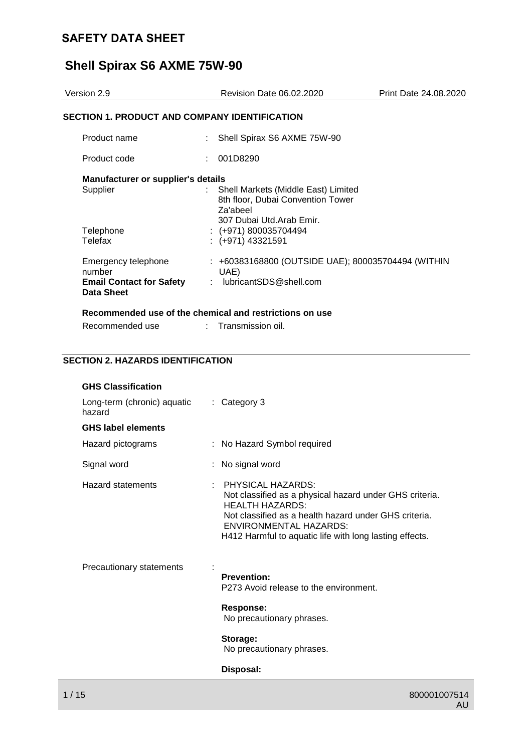# SAFETY DATA SHEET

## Shell Spirax S6 AXME 75W-90

| Version 2.9 | Revision Date 06.02.2020 | Print Date 24.08.2020 |
|---|---|---|

### SECTION 1. PRODUCT AND COMPANY IDENTIFICATION

| | | |
|---|---|---|
| Product name | : | Shell Spirax S6 AXME 75W-90 |
| Product code | : | 001D8290 |

**Manufacturer or supplier's details**

| | | |
|---|---|---|
| Supplier | : | Shell Markets (Middle East) Limited<br>8th floor, Dubai Convention Tower<br>Za'abeel<br>307 Dubai Utd.Arab Emir. |
| Telephone | : | (+971) 800035704494 |
| Telefax | : | (+971) 43321591 |
| Emergency telephone number | : | +60383168800 (OUTSIDE UAE); 800035704494 (WITHIN UAE) |
| **Email Contact for Safety Data Sheet** | : | lubricantSDS@shell.com |

**Recommended use of the chemical and restrictions on use**

| | | |
|---|---|---|
| Recommended use | : | Transmission oil. |

### SECTION 2. HAZARDS IDENTIFICATION

**GHS Classification**

| | | |
|---|---|---|
| Long-term (chronic) aquatic hazard | : | Category 3 |

**GHS label elements**

| | | |
|---|---|---|
| Hazard pictograms | : | No Hazard Symbol required |
| Signal word | : | No signal word |
| Hazard statements | : | PHYSICAL HAZARDS:<br>Not classified as a physical hazard under GHS criteria.<br>HEALTH HAZARDS:<br>Not classified as a health hazard under GHS criteria.<br>ENVIRONMENTAL HAZARDS:<br>H412 Harmful to aquatic life with long lasting effects. |

Precautionary statements :

**Prevention:**
P273 Avoid release to the environment.

**Response:**
No precautionary phrases.

**Storage:**
No precautionary phrases.

**Disposal:**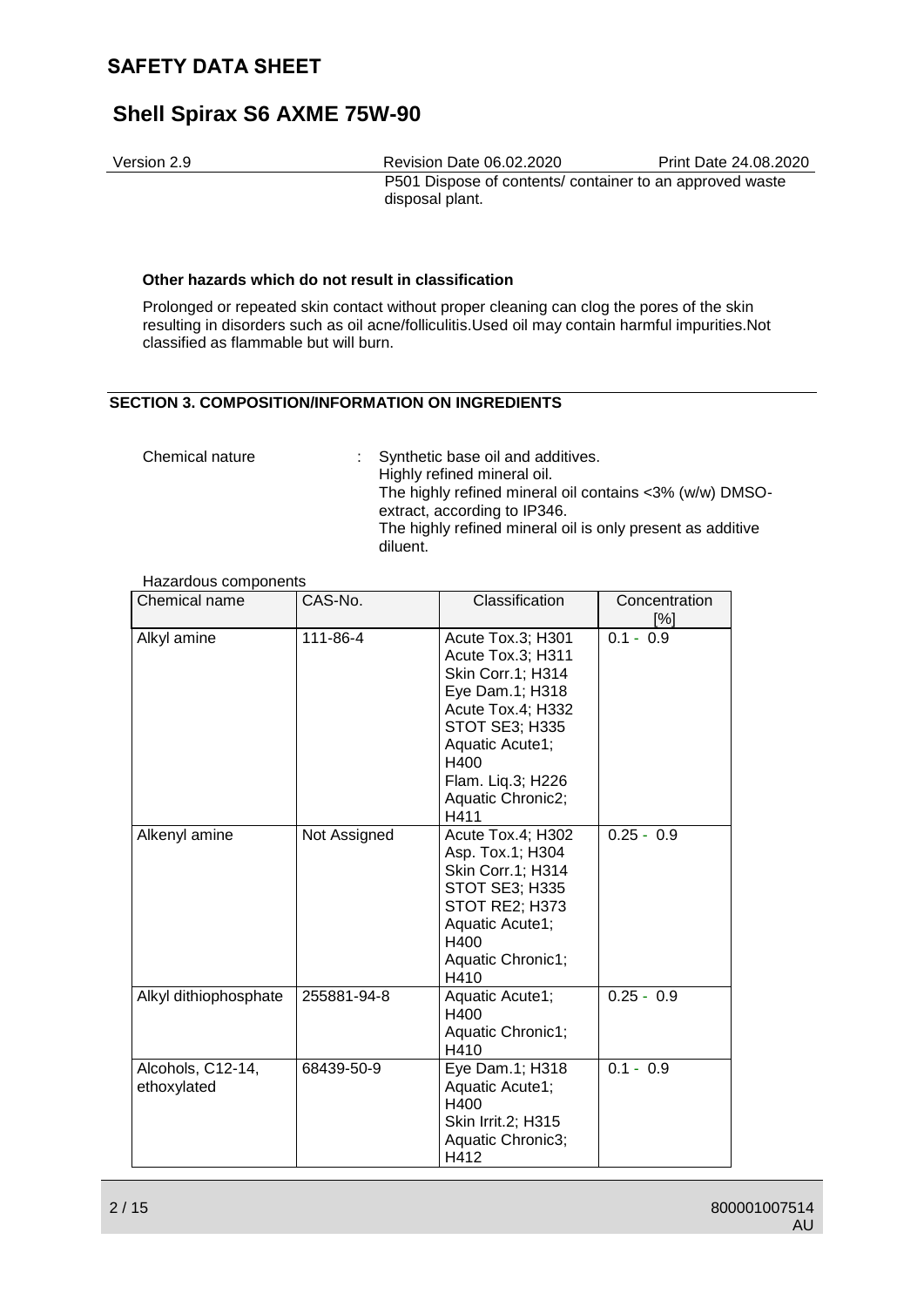P501 Dispose of contents/ container to an approved waste disposal plant.

**Other hazards which do not result in classification**

Prolonged or repeated skin contact without proper cleaning can clog the pores of the skin resulting in disorders such as oil acne/folliculitis.Used oil may contain harmful impurities.Not classified as flammable but will burn.

## SECTION 3. COMPOSITION/INFORMATION ON INGREDIENTS

Chemical nature : Synthetic base oil and additives.
Highly refined mineral oil.
The highly refined mineral oil contains <3% (w/w) DMSO-extract, according to IP346.
The highly refined mineral oil is only present as additive diluent.

Hazardous components

| Chemical name | CAS-No. | Classification | Concentration [%] |
|---|---|---|---|
| Alkyl amine | 111-86-4 | Acute Tox.3; H301<br>Acute Tox.3; H311<br>Skin Corr.1; H314<br>Eye Dam.1; H318<br>Acute Tox.4; H332<br>STOT SE3; H335<br>Aquatic Acute1; H400<br>Flam. Liq.3; H226<br>Aquatic Chronic2; H411 | 0.1 - 0.9 |
| Alkenyl amine | Not Assigned | Acute Tox.4; H302<br>Asp. Tox.1; H304<br>Skin Corr.1; H314<br>STOT SE3; H335<br>STOT RE2; H373<br>Aquatic Acute1; H400<br>Aquatic Chronic1; H410 | 0.25 - 0.9 |
| Alkyl dithiophosphate | 255881-94-8 | Aquatic Acute1; H400<br>Aquatic Chronic1; H410 | 0.25 - 0.9 |
| Alcohols, C12-14, ethoxylated | 68439-50-9 | Eye Dam.1; H318<br>Aquatic Acute1; H400<br>Skin Irrit.2; H315<br>Aquatic Chronic3; H412 | 0.1 - 0.9 |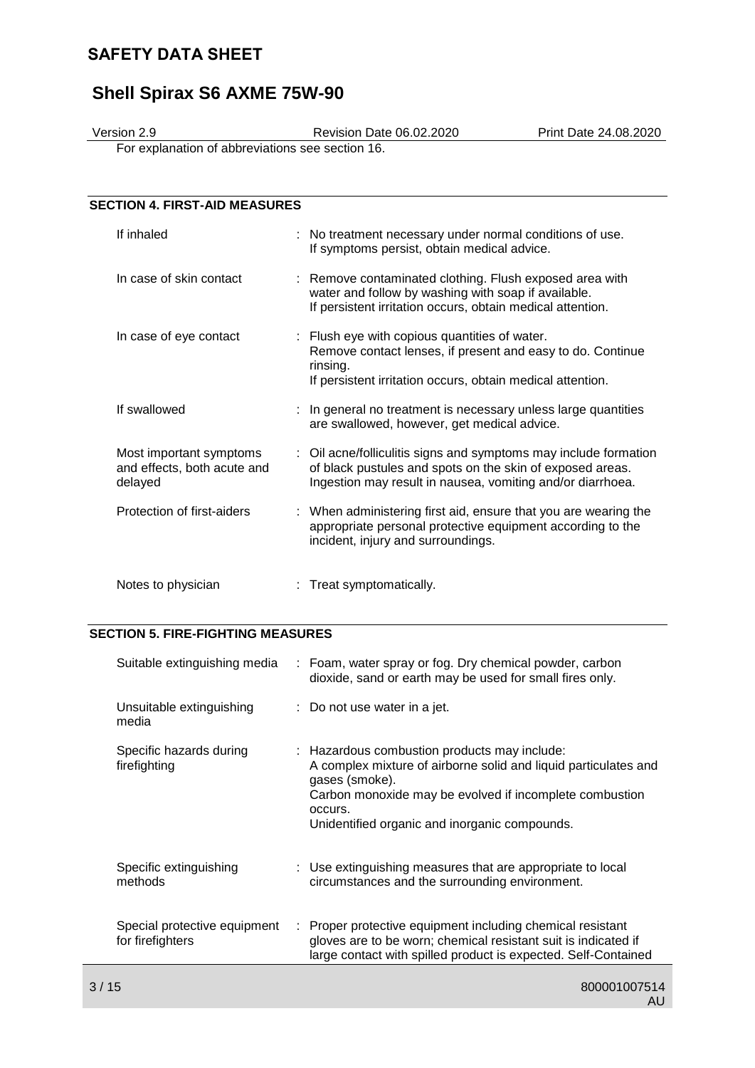For explanation of abbreviations see section 16.

## SECTION 4. FIRST-AID MEASURES

| | |
|---|---|
| If inhaled | : No treatment necessary under normal conditions of use. If symptoms persist, obtain medical advice. |
| In case of skin contact | : Remove contaminated clothing. Flush exposed area with water and follow by washing with soap if available. If persistent irritation occurs, obtain medical attention. |
| In case of eye contact | : Flush eye with copious quantities of water. Remove contact lenses, if present and easy to do. Continue rinsing. If persistent irritation occurs, obtain medical attention. |
| If swallowed | : In general no treatment is necessary unless large quantities are swallowed, however, get medical advice. |
| Most important symptoms and effects, both acute and delayed | : Oil acne/folliculitis signs and symptoms may include formation of black pustules and spots on the skin of exposed areas. Ingestion may result in nausea, vomiting and/or diarrhoea. |
| Protection of first-aiders | : When administering first aid, ensure that you are wearing the appropriate personal protective equipment according to the incident, injury and surroundings. |
| Notes to physician | : Treat symptomatically. |

## SECTION 5. FIRE-FIGHTING MEASURES

| | |
|---|---|
| Suitable extinguishing media | : Foam, water spray or fog. Dry chemical powder, carbon dioxide, sand or earth may be used for small fires only. |
| Unsuitable extinguishing media | : Do not use water in a jet. |
| Specific hazards during firefighting | : Hazardous combustion products may include: A complex mixture of airborne solid and liquid particulates and gases (smoke). Carbon monoxide may be evolved if incomplete combustion occurs. Unidentified organic and inorganic compounds. |
| Specific extinguishing methods | : Use extinguishing measures that are appropriate to local circumstances and the surrounding environment. |
| Special protective equipment for firefighters | : Proper protective equipment including chemical resistant gloves are to be worn; chemical resistant suit is indicated if large contact with spilled product is expected. Self-Contained |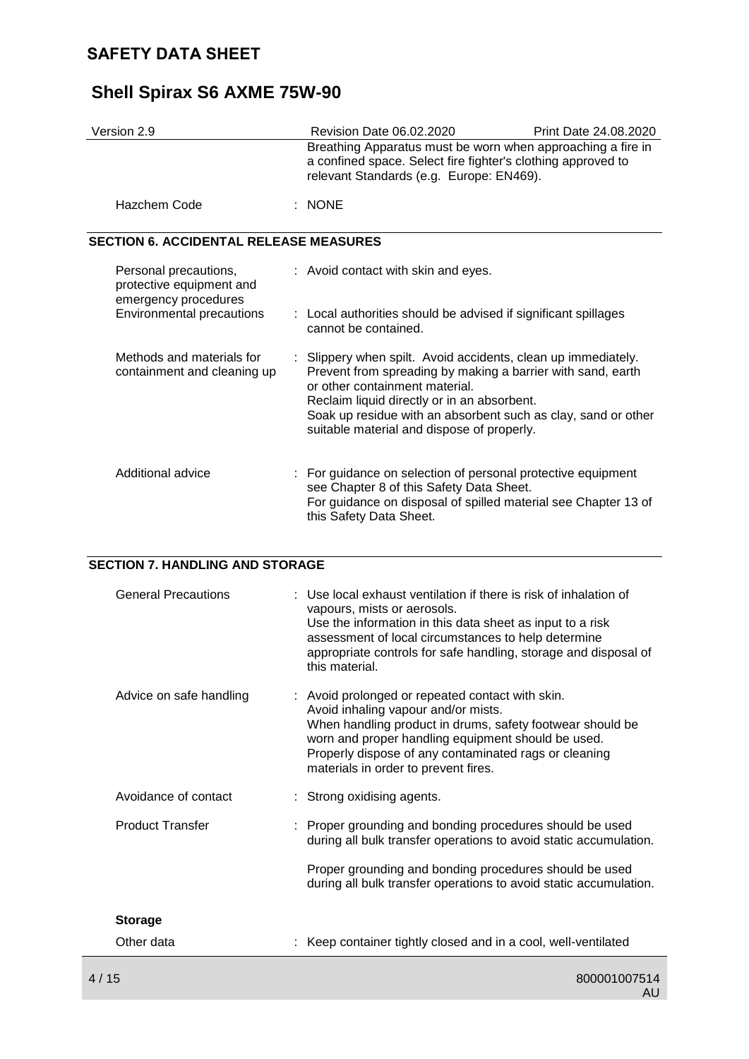Breathing Apparatus must be worn when approaching a fire in a confined space. Select fire fighter's clothing approved to relevant Standards (e.g. Europe: EN469).

Hazchem Code : NONE

## SECTION 6. ACCIDENTAL RELEASE MEASURES

Personal precautions, protective equipment and emergency procedures : Avoid contact with skin and eyes.

Environmental precautions : Local authorities should be advised if significant spillages cannot be contained.

Methods and materials for containment and cleaning up : Slippery when spilt. Avoid accidents, clean up immediately.
Prevent from spreading by making a barrier with sand, earth or other containment material.
Reclaim liquid directly or in an absorbent.
Soak up residue with an absorbent such as clay, sand or other suitable material and dispose of properly.

Additional advice : For guidance on selection of personal protective equipment see Chapter 8 of this Safety Data Sheet.
For guidance on disposal of spilled material see Chapter 13 of this Safety Data Sheet.

## SECTION 7. HANDLING AND STORAGE

General Precautions : Use local exhaust ventilation if there is risk of inhalation of vapours, mists or aerosols.
Use the information in this data sheet as input to a risk assessment of local circumstances to help determine appropriate controls for safe handling, storage and disposal of this material.

Advice on safe handling : Avoid prolonged or repeated contact with skin.
Avoid inhaling vapour and/or mists.
When handling product in drums, safety footwear should be worn and proper handling equipment should be used.
Properly dispose of any contaminated rags or cleaning materials in order to prevent fires.

Avoidance of contact : Strong oxidising agents.

Product Transfer : Proper grounding and bonding procedures should be used during all bulk transfer operations to avoid static accumulation.

Proper grounding and bonding procedures should be used during all bulk transfer operations to avoid static accumulation.

**Storage**

Other data : Keep container tightly closed and in a cool, well-ventilated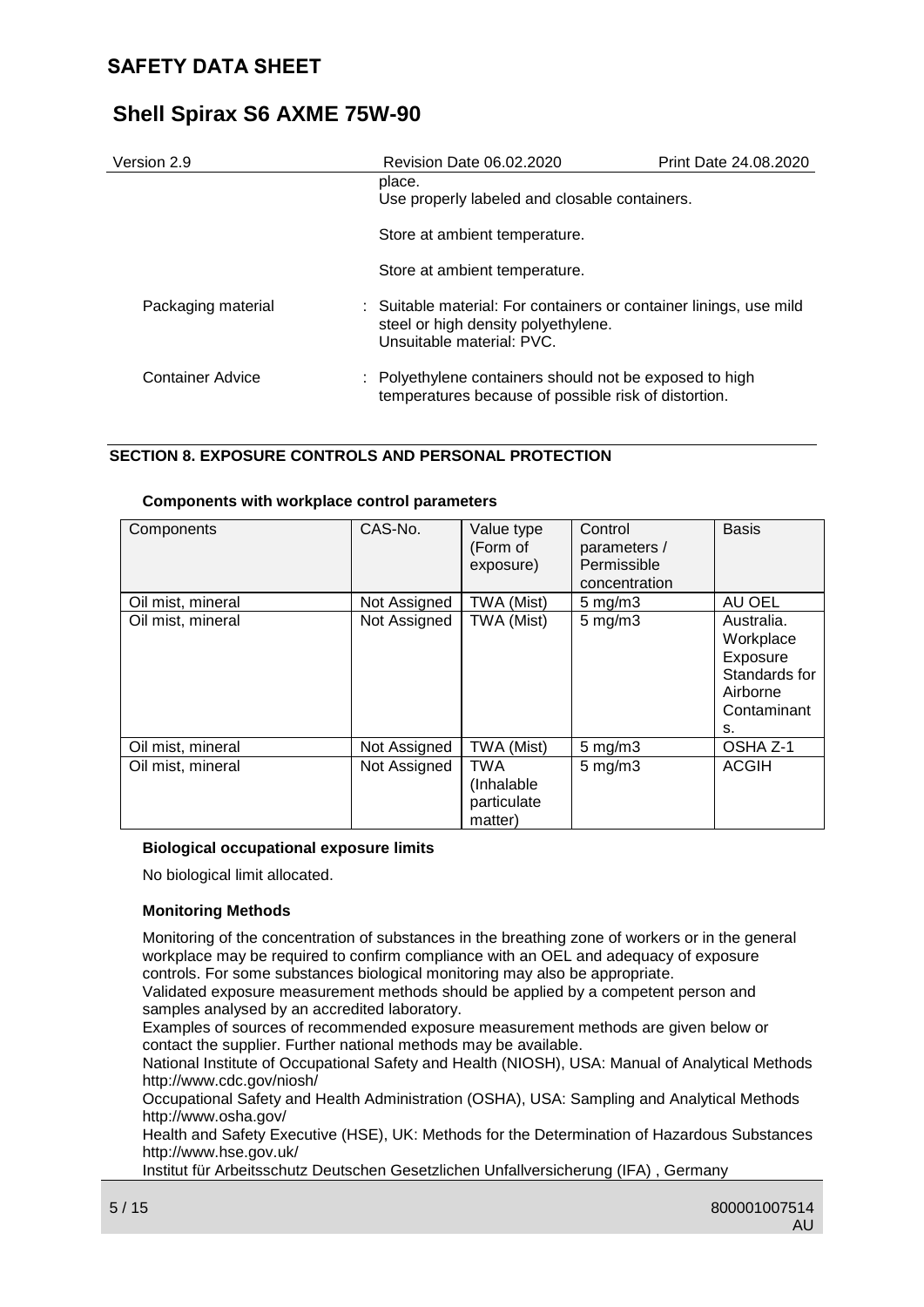place.
Use properly labeled and closable containers.

Store at ambient temperature.

Store at ambient temperature.

Packaging material : Suitable material: For containers or container linings, use mild steel or high density polyethylene.
Unsuitable material: PVC.

Container Advice : Polyethylene containers should not be exposed to high temperatures because of possible risk of distortion.

## SECTION 8. EXPOSURE CONTROLS AND PERSONAL PROTECTION

**Components with workplace control parameters**

| Components | CAS-No. | Value type (Form of exposure) | Control parameters / Permissible concentration | Basis |
|---|---|---|---|---|
| Oil mist, mineral | Not Assigned | TWA (Mist) | 5 mg/m3 | AU OEL |
| Oil mist, mineral | Not Assigned | TWA (Mist) | 5 mg/m3 | Australia. Workplace Exposure Standards for Airborne Contaminants. |
| Oil mist, mineral | Not Assigned | TWA (Mist) | 5 mg/m3 | OSHA Z-1 |
| Oil mist, mineral | Not Assigned | TWA (Inhalable particulate matter) | 5 mg/m3 | ACGIH |

**Biological occupational exposure limits**

No biological limit allocated.

**Monitoring Methods**

Monitoring of the concentration of substances in the breathing zone of workers or in the general workplace may be required to confirm compliance with an OEL and adequacy of exposure controls. For some substances biological monitoring may also be appropriate.
Validated exposure measurement methods should be applied by a competent person and samples analysed by an accredited laboratory.
Examples of sources of recommended exposure measurement methods are given below or contact the supplier. Further national methods may be available.
National Institute of Occupational Safety and Health (NIOSH), USA: Manual of Analytical Methods http://www.cdc.gov/niosh/
Occupational Safety and Health Administration (OSHA), USA: Sampling and Analytical Methods http://www.osha.gov/
Health and Safety Executive (HSE), UK: Methods for the Determination of Hazardous Substances http://www.hse.gov.uk/
Institut für Arbeitsschutz Deutschen Gesetzlichen Unfallversicherung (IFA) , Germany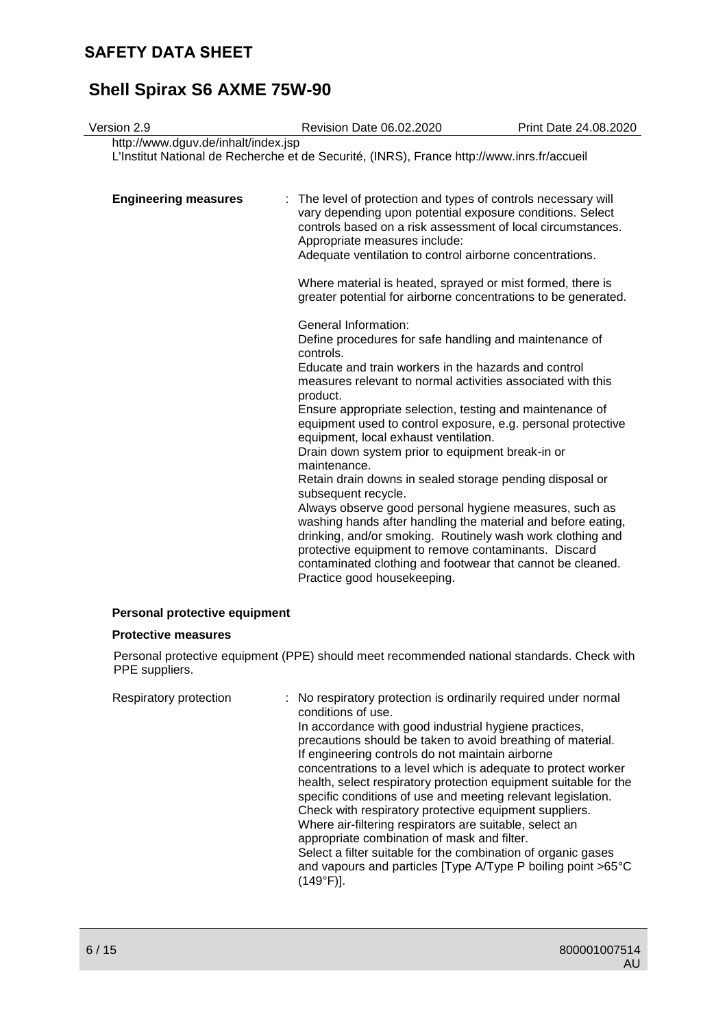http://www.dguv.de/inhalt/index.jsp
L'Institut National de Recherche et de Securité, (INRS), France http://www.inrs.fr/accueil

**Engineering measures** : The level of protection and types of controls necessary will vary depending upon potential exposure conditions. Select controls based on a risk assessment of local circumstances. Appropriate measures include:
Adequate ventilation to control airborne concentrations.

Where material is heated, sprayed or mist formed, there is greater potential for airborne concentrations to be generated.

General Information:
Define procedures for safe handling and maintenance of controls.
Educate and train workers in the hazards and control measures relevant to normal activities associated with this product.
Ensure appropriate selection, testing and maintenance of equipment used to control exposure, e.g. personal protective equipment, local exhaust ventilation.
Drain down system prior to equipment break-in or maintenance.
Retain drain downs in sealed storage pending disposal or subsequent recycle.
Always observe good personal hygiene measures, such as washing hands after handling the material and before eating, drinking, and/or smoking. Routinely wash work clothing and protective equipment to remove contaminants. Discard contaminated clothing and footwear that cannot be cleaned.
Practice good housekeeping.

**Personal protective equipment**

**Protective measures**

Personal protective equipment (PPE) should meet recommended national standards. Check with PPE suppliers.

Respiratory protection : No respiratory protection is ordinarily required under normal conditions of use.
In accordance with good industrial hygiene practices, precautions should be taken to avoid breathing of material.
If engineering controls do not maintain airborne concentrations to a level which is adequate to protect worker health, select respiratory protection equipment suitable for the specific conditions of use and meeting relevant legislation.
Check with respiratory protective equipment suppliers.
Where air-filtering respirators are suitable, select an appropriate combination of mask and filter.
Select a filter suitable for the combination of organic gases and vapours and particles [Type A/Type P boiling point >65°C (149°F)].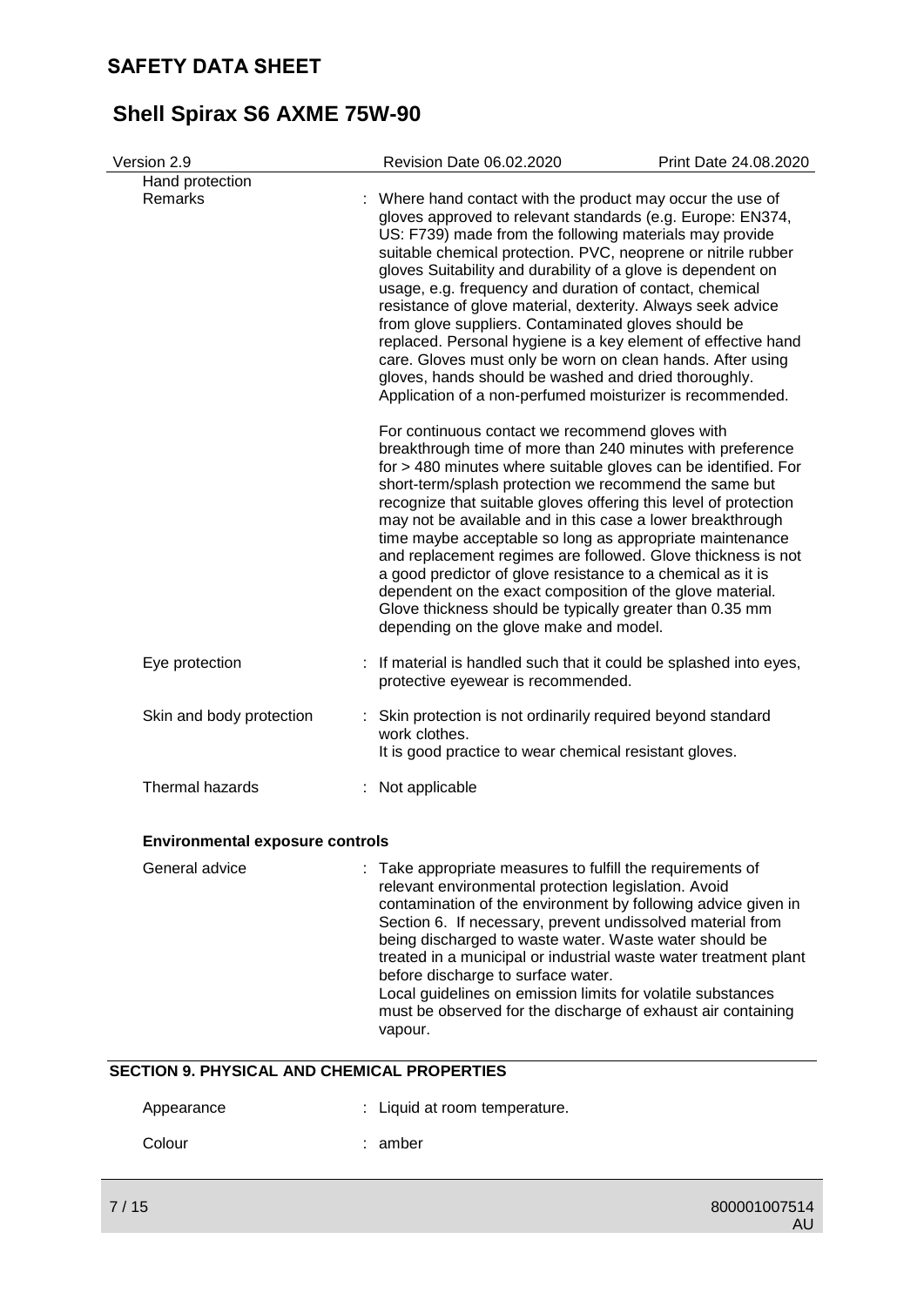Hand protection

| | |
|---|---|
| Remarks | : Where hand contact with the product may occur the use of gloves approved to relevant standards (e.g. Europe: EN374, US: F739) made from the following materials may provide suitable chemical protection. PVC, neoprene or nitrile rubber gloves Suitability and durability of a glove is dependent on usage, e.g. frequency and duration of contact, chemical resistance of glove material, dexterity. Always seek advice from glove suppliers. Contaminated gloves should be replaced. Personal hygiene is a key element of effective hand care. Gloves must only be worn on clean hands. After using gloves, hands should be washed and dried thoroughly. Application of a non-perfumed moisturizer is recommended.<br><br>For continuous contact we recommend gloves with breakthrough time of more than 240 minutes with preference for > 480 minutes where suitable gloves can be identified. For short-term/splash protection we recommend the same but recognize that suitable gloves offering this level of protection may not be available and in this case a lower breakthrough time maybe acceptable so long as appropriate maintenance and replacement regimes are followed. Glove thickness is not a good predictor of glove resistance to a chemical as it is dependent on the exact composition of the glove material. Glove thickness should be typically greater than 0.35 mm depending on the glove make and model. |
| Eye protection | : If material is handled such that it could be splashed into eyes, protective eyewear is recommended. |
| Skin and body protection | : Skin protection is not ordinarily required beyond standard work clothes.<br>It is good practice to wear chemical resistant gloves. |
| Thermal hazards | : Not applicable |

**Environmental exposure controls**

| | |
|---|---|
| General advice | : Take appropriate measures to fulfill the requirements of relevant environmental protection legislation. Avoid contamination of the environment by following advice given in Section 6. If necessary, prevent undissolved material from being discharged to waste water. Waste water should be treated in a municipal or industrial waste water treatment plant before discharge to surface water.<br>Local guidelines on emission limits for volatile substances must be observed for the discharge of exhaust air containing vapour. |

## SECTION 9. PHYSICAL AND CHEMICAL PROPERTIES

| | |
|---|---|
| Appearance | : Liquid at room temperature. |
| Colour | : amber |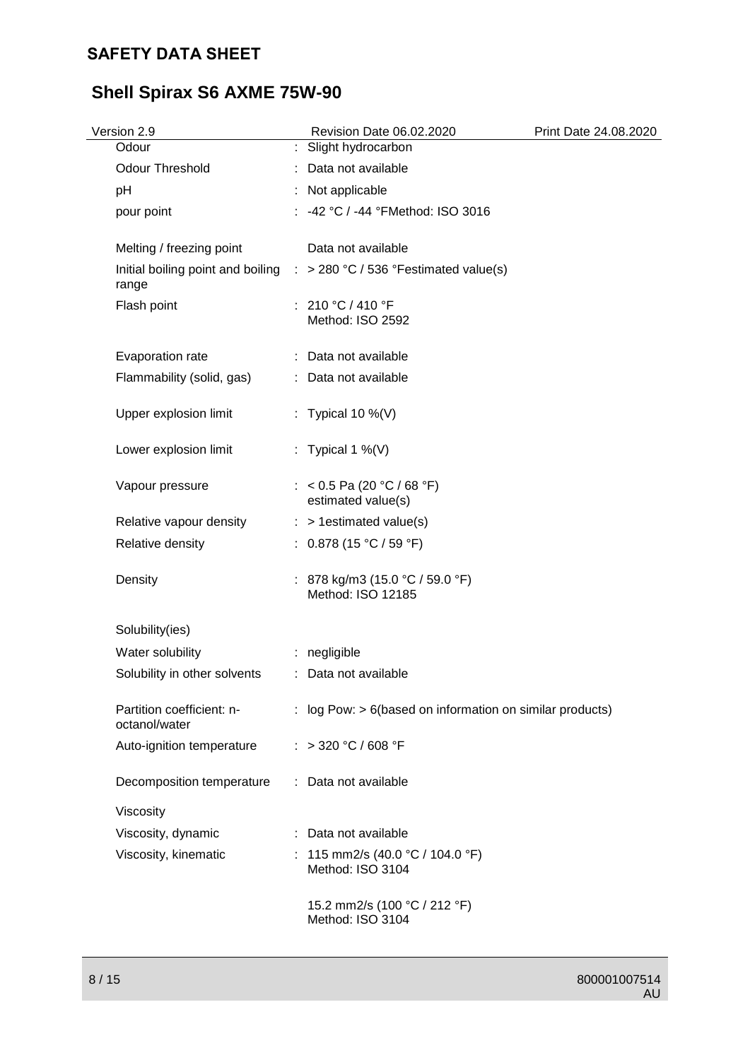| | | |
|---|---|---|
| Odour | : | Slight hydrocarbon |
| Odour Threshold | : | Data not available |
| pH | : | Not applicable |
| pour point | : | -42 °C / -44 °FMethod: ISO 3016 |
| Melting / freezing point | | Data not available |
| Initial boiling point and boiling range | : | > 280 °C / 536 °Festimated value(s) |
| Flash point | : | 210 °C / 410 °F<br>Method: ISO 2592 |
| Evaporation rate | : | Data not available |
| Flammability (solid, gas) | : | Data not available |
| Upper explosion limit | : | Typical 10 %(V) |
| Lower explosion limit | : | Typical 1 %(V) |
| Vapour pressure | : | < 0.5 Pa (20 °C / 68 °F)<br>estimated value(s) |
| Relative vapour density | : | > 1estimated value(s) |
| Relative density | : | 0.878 (15 °C / 59 °F) |
| Density | : | 878 kg/m3 (15.0 °C / 59.0 °F)<br>Method: ISO 12185 |
| Solubility(ies) | | |
| Water solubility | : | negligible |
| Solubility in other solvents | : | Data not available |
| Partition coefficient: n-octanol/water | : | log Pow: > 6(based on information on similar products) |
| Auto-ignition temperature | : | > 320 °C / 608 °F |
| Decomposition temperature | : | Data not available |
| Viscosity | | |
| Viscosity, dynamic | : | Data not available |
| Viscosity, kinematic | : | 115 mm2/s (40.0 °C / 104.0 °F)<br>Method: ISO 3104<br><br>15.2 mm2/s (100 °C / 212 °F)<br>Method: ISO 3104 |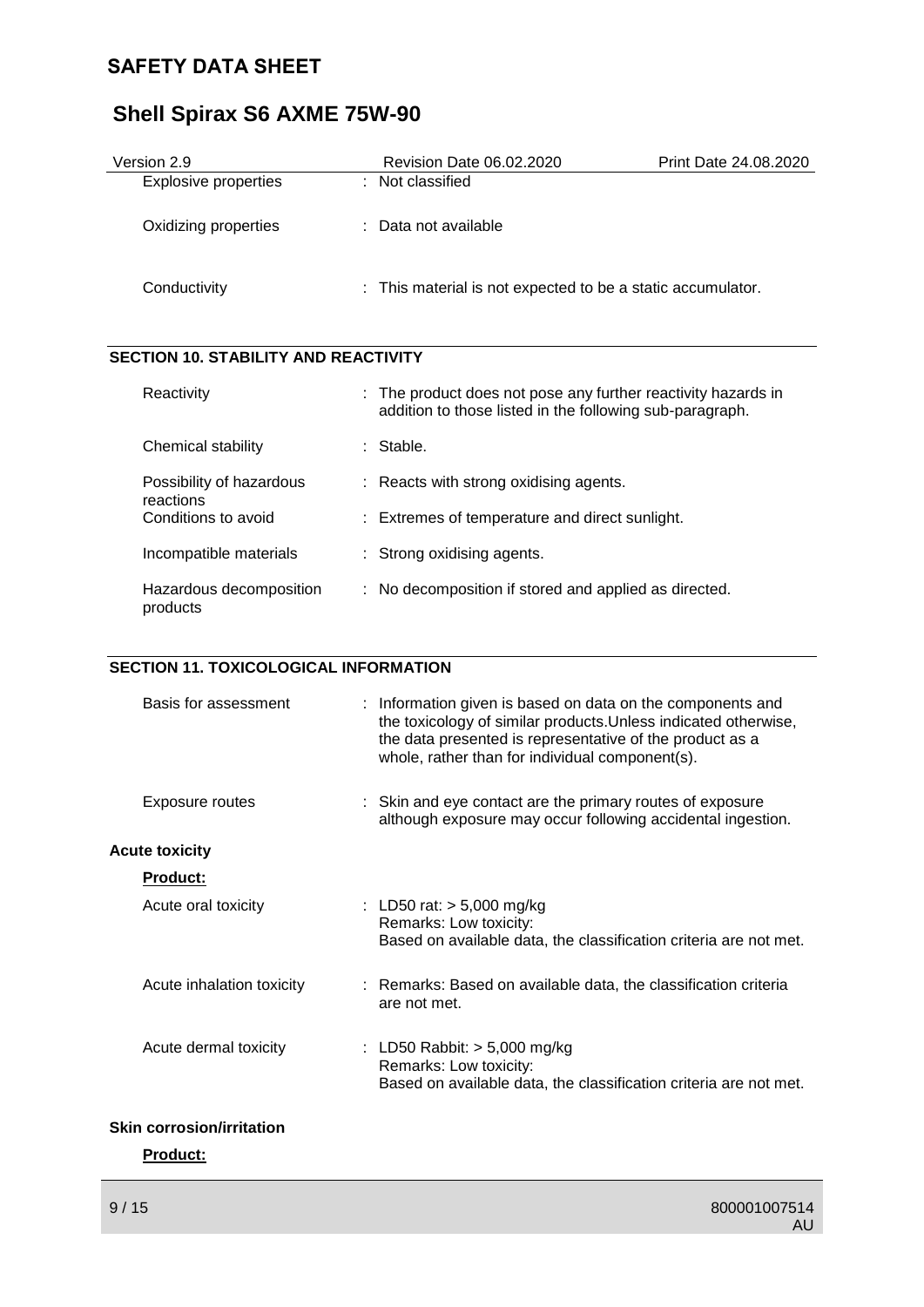| | |
|---|---|
| Explosive properties | : Not classified |
| Oxidizing properties | : Data not available |
| Conductivity | : This material is not expected to be a static accumulator. |

## SECTION 10. STABILITY AND REACTIVITY

| | |
|---|---|
| Reactivity | : The product does not pose any further reactivity hazards in addition to those listed in the following sub-paragraph. |
| Chemical stability | : Stable. |
| Possibility of hazardous reactions | : Reacts with strong oxidising agents. |
| Conditions to avoid | : Extremes of temperature and direct sunlight. |
| Incompatible materials | : Strong oxidising agents. |
| Hazardous decomposition products | : No decomposition if stored and applied as directed. |

## SECTION 11. TOXICOLOGICAL INFORMATION

| | |
|---|---|
| Basis for assessment | : Information given is based on data on the components and the toxicology of similar products.Unless indicated otherwise, the data presented is representative of the product as a whole, rather than for individual component(s). |
| Exposure routes | : Skin and eye contact are the primary routes of exposure although exposure may occur following accidental ingestion. |

**Acute toxicity**

**Product:**

| | |
|---|---|
| Acute oral toxicity | : LD50 rat: > 5,000 mg/kg<br>Remarks: Low toxicity:<br>Based on available data, the classification criteria are not met. |
| Acute inhalation toxicity | : Remarks: Based on available data, the classification criteria are not met. |
| Acute dermal toxicity | : LD50 Rabbit: > 5,000 mg/kg<br>Remarks: Low toxicity:<br>Based on available data, the classification criteria are not met. |

**Skin corrosion/irritation**

**Product:**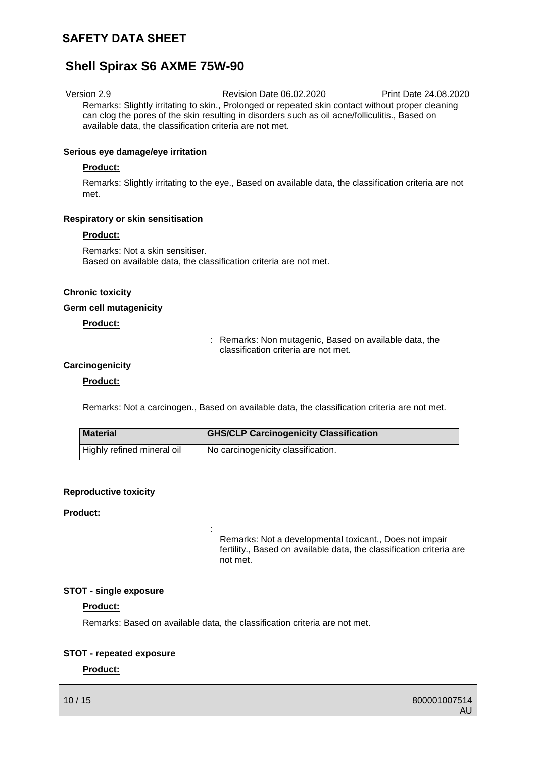Remarks: Slightly irritating to skin., Prolonged or repeated skin contact without proper cleaning can clog the pores of the skin resulting in disorders such as oil acne/folliculitis., Based on available data, the classification criteria are not met.

**Serious eye damage/eye irritation**

**Product:**

Remarks: Slightly irritating to the eye., Based on available data, the classification criteria are not met.

**Respiratory or skin sensitisation**

**Product:**

Remarks: Not a skin sensitiser.
Based on available data, the classification criteria are not met.

**Chronic toxicity**

**Germ cell mutagenicity**

**Product:**

: Remarks: Non mutagenic, Based on available data, the classification criteria are not met.

**Carcinogenicity**

**Product:**

Remarks: Not a carcinogen., Based on available data, the classification criteria are not met.

| Material | GHS/CLP Carcinogenicity Classification |
|---|---|
| Highly refined mineral oil | No carcinogenicity classification. |

**Reproductive toxicity**

**Product:**

: Remarks: Not a developmental toxicant., Does not impair fertility., Based on available data, the classification criteria are not met.

**STOT - single exposure**

**Product:**

Remarks: Based on available data, the classification criteria are not met.

**STOT - repeated exposure**

**Product:**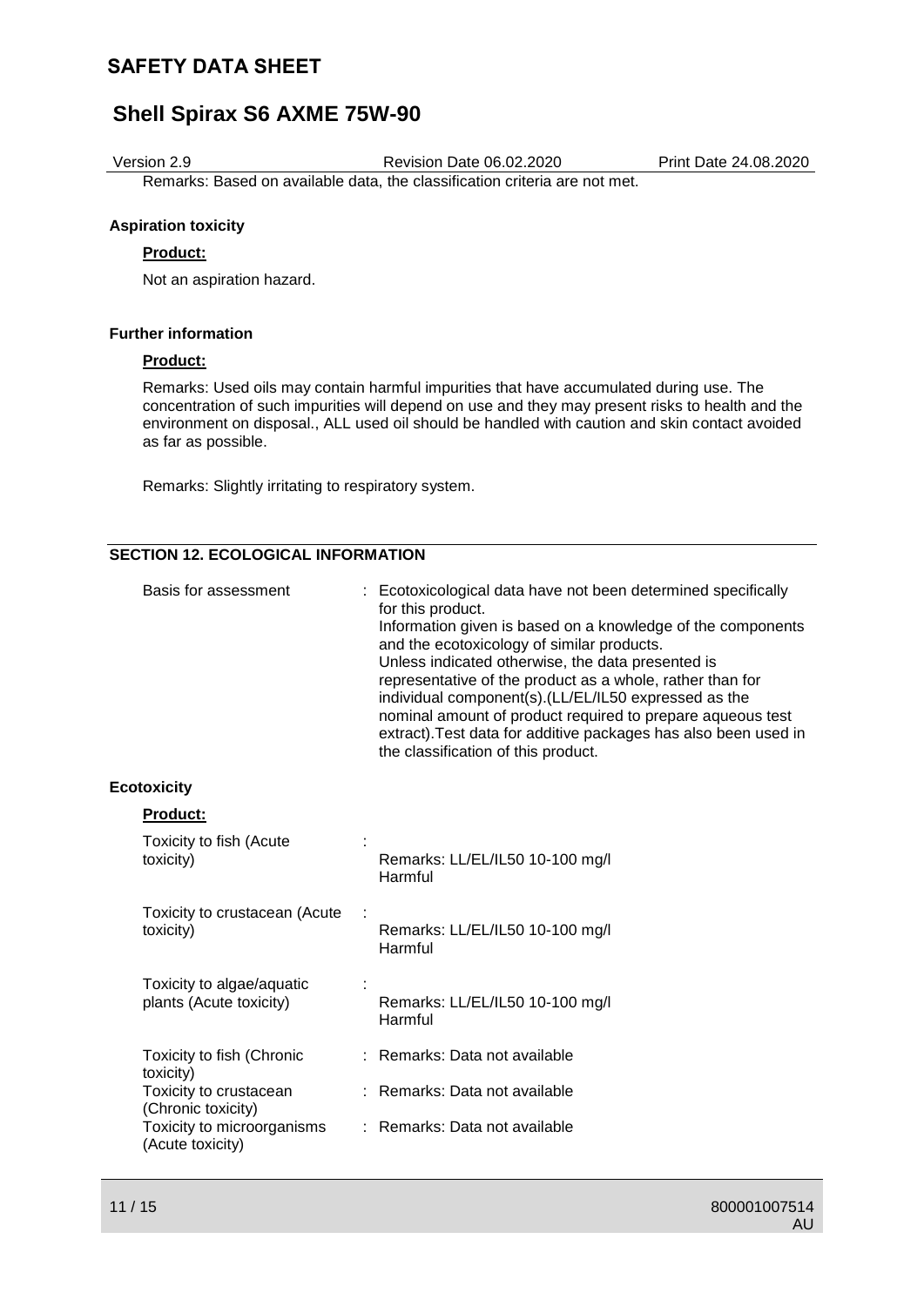Remarks: Based on available data, the classification criteria are not met.

#### Aspiration toxicity

**Product:**

Not an aspiration hazard.

#### Further information

**Product:**

Remarks: Used oils may contain harmful impurities that have accumulated during use. The concentration of such impurities will depend on use and they may present risks to health and the environment on disposal., ALL used oil should be handled with caution and skin contact avoided as far as possible.

Remarks: Slightly irritating to respiratory system.

## SECTION 12. ECOLOGICAL INFORMATION

Basis for assessment : Ecotoxicological data have not been determined specifically for this product.
Information given is based on a knowledge of the components and the ecotoxicology of similar products.
Unless indicated otherwise, the data presented is representative of the product as a whole, rather than for individual component(s).(LL/EL/IL50 expressed as the nominal amount of product required to prepare aqueous test extract).Test data for additive packages has also been used in the classification of this product.

#### Ecotoxicity

**Product:**

| | |
|---|---|
| Toxicity to fish (Acute toxicity) | Remarks: LL/EL/IL50 10-100 mg/l Harmful |
| Toxicity to crustacean (Acute toxicity) | Remarks: LL/EL/IL50 10-100 mg/l Harmful |
| Toxicity to algae/aquatic plants (Acute toxicity) | Remarks: LL/EL/IL50 10-100 mg/l Harmful |
| Toxicity to fish (Chronic toxicity) | Remarks: Data not available |
| Toxicity to crustacean (Chronic toxicity) | Remarks: Data not available |
| Toxicity to microorganisms (Acute toxicity) | Remarks: Data not available |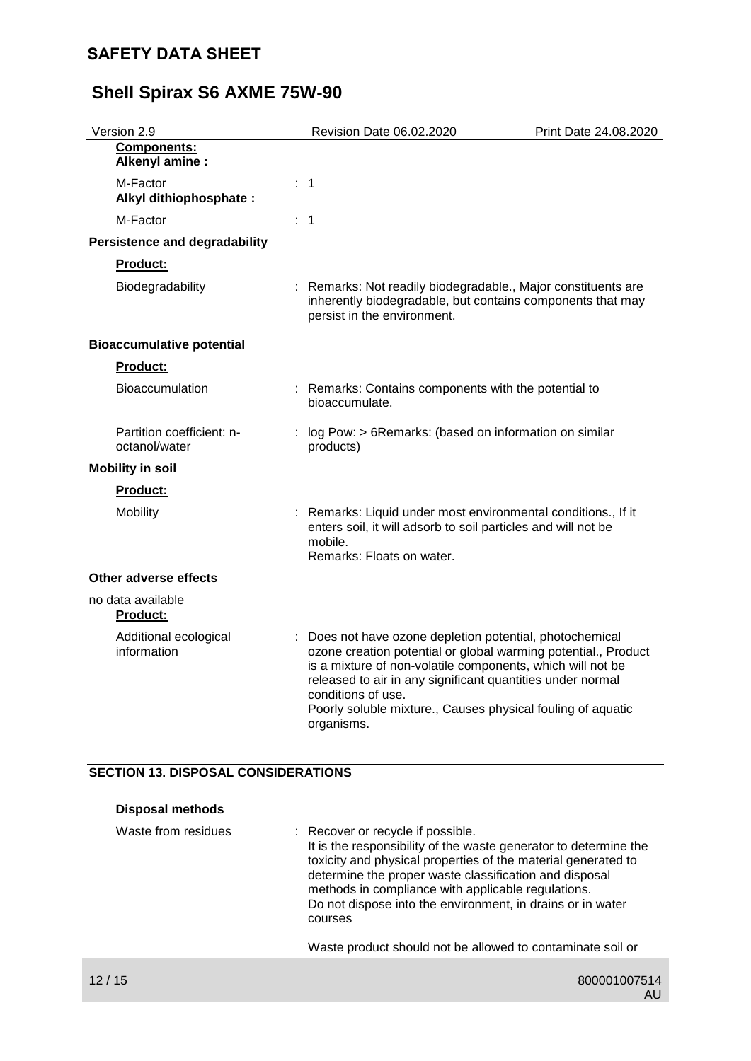**Components:**

**Alkenyl amine :**

M-Factor : 1

**Alkyl dithiophosphate :**

M-Factor : 1

**Persistence and degradability**

**Product:**

Biodegradability : Remarks: Not readily biodegradable., Major constituents are inherently biodegradable, but contains components that may persist in the environment.

**Bioaccumulative potential**

**Product:**

Bioaccumulation : Remarks: Contains components with the potential to bioaccumulate.

Partition coefficient: n-octanol/water : log Pow: > 6Remarks: (based on information on similar products)

**Mobility in soil**

**Product:**

Mobility : Remarks: Liquid under most environmental conditions., If it enters soil, it will adsorb to soil particles and will not be mobile.
Remarks: Floats on water.

**Other adverse effects**

no data available

**Product:**

Additional ecological information : Does not have ozone depletion potential, photochemical ozone creation potential or global warming potential., Product is a mixture of non-volatile components, which will not be released to air in any significant quantities under normal conditions of use.
Poorly soluble mixture., Causes physical fouling of aquatic organisms.

## SECTION 13. DISPOSAL CONSIDERATIONS

**Disposal methods**

Waste from residues : Recover or recycle if possible.
It is the responsibility of the waste generator to determine the toxicity and physical properties of the material generated to determine the proper waste classification and disposal methods in compliance with applicable regulations.
Do not dispose into the environment, in drains or in water courses

Waste product should not be allowed to contaminate soil or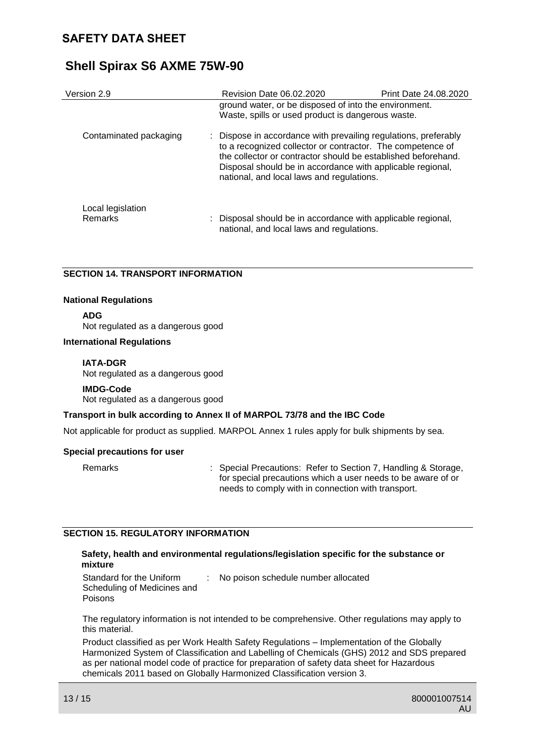ground water, or be disposed of into the environment. Waste, spills or used product is dangerous waste.

| | | |
|---|---|---|
| Contaminated packaging | : | Dispose in accordance with prevailing regulations, preferably to a recognized collector or contractor. The competence of the collector or contractor should be established beforehand. Disposal should be in accordance with applicable regional, national, and local laws and regulations. |

Local legislation

| | | |
|---|---|---|
| Remarks | : | Disposal should be in accordance with applicable regional, national, and local laws and regulations. |

## SECTION 14. TRANSPORT INFORMATION

**National Regulations**

**ADG**
Not regulated as a dangerous good

**International Regulations**

**IATA-DGR**
Not regulated as a dangerous good

**IMDG-Code**
Not regulated as a dangerous good

**Transport in bulk according to Annex II of MARPOL 73/78 and the IBC Code**

Not applicable for product as supplied. MARPOL Annex 1 rules apply for bulk shipments by sea.

**Special precautions for user**

| | | |
|---|---|---|
| Remarks | : | Special Precautions: Refer to Section 7, Handling & Storage, for special precautions which a user needs to be aware of or needs to comply with in connection with transport. |

## SECTION 15. REGULATORY INFORMATION

**Safety, health and environmental regulations/legislation specific for the substance or mixture**

| | | |
|---|---|---|
| Standard for the Uniform Scheduling of Medicines and Poisons | : | No poison schedule number allocated |

The regulatory information is not intended to be comprehensive. Other regulations may apply to this material.

Product classified as per Work Health Safety Regulations – Implementation of the Globally Harmonized System of Classification and Labelling of Chemicals (GHS) 2012 and SDS prepared as per national model code of practice for preparation of safety data sheet for Hazardous chemicals 2011 based on Globally Harmonized Classification version 3.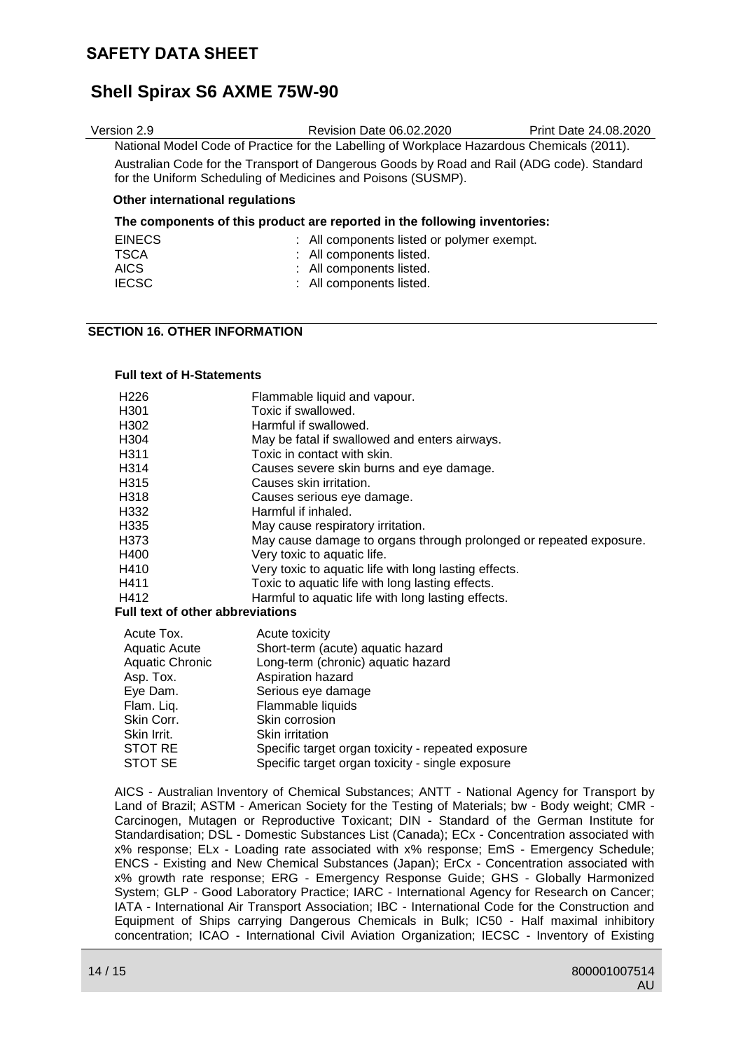National Model Code of Practice for the Labelling of Workplace Hazardous Chemicals (2011).

Australian Code for the Transport of Dangerous Goods by Road and Rail (ADG code). Standard for the Uniform Scheduling of Medicines and Poisons (SUSMP).

**Other international regulations**

**The components of this product are reported in the following inventories:**

| | |
|---|---|
| EINECS | : All components listed or polymer exempt. |
| TSCA | : All components listed. |
| AICS | : All components listed. |
| IECSC | : All components listed. |

## SECTION 16. OTHER INFORMATION

**Full text of H-Statements**

| | |
|---|---|
| H226 | Flammable liquid and vapour. |
| H301 | Toxic if swallowed. |
| H302 | Harmful if swallowed. |
| H304 | May be fatal if swallowed and enters airways. |
| H311 | Toxic in contact with skin. |
| H314 | Causes severe skin burns and eye damage. |
| H315 | Causes skin irritation. |
| H318 | Causes serious eye damage. |
| H332 | Harmful if inhaled. |
| H335 | May cause respiratory irritation. |
| H373 | May cause damage to organs through prolonged or repeated exposure. |
| H400 | Very toxic to aquatic life. |
| H410 | Very toxic to aquatic life with long lasting effects. |
| H411 | Toxic to aquatic life with long lasting effects. |
| H412 | Harmful to aquatic life with long lasting effects. |

**Full text of other abbreviations**

| | |
|---|---|
| Acute Tox. | Acute toxicity |
| Aquatic Acute | Short-term (acute) aquatic hazard |
| Aquatic Chronic | Long-term (chronic) aquatic hazard |
| Asp. Tox. | Aspiration hazard |
| Eye Dam. | Serious eye damage |
| Flam. Liq. | Flammable liquids |
| Skin Corr. | Skin corrosion |
| Skin Irrit. | Skin irritation |
| STOT RE | Specific target organ toxicity - repeated exposure |
| STOT SE | Specific target organ toxicity - single exposure |

AICS - Australian Inventory of Chemical Substances; ANTT - National Agency for Transport by Land of Brazil; ASTM - American Society for the Testing of Materials; bw - Body weight; CMR - Carcinogen, Mutagen or Reproductive Toxicant; DIN - Standard of the German Institute for Standardisation; DSL - Domestic Substances List (Canada); ECx - Concentration associated with x% response; ELx - Loading rate associated with x% response; EmS - Emergency Schedule; ENCS - Existing and New Chemical Substances (Japan); ErCx - Concentration associated with x% growth rate response; ERG - Emergency Response Guide; GHS - Globally Harmonized System; GLP - Good Laboratory Practice; IARC - International Agency for Research on Cancer; IATA - International Air Transport Association; IBC - International Code for the Construction and Equipment of Ships carrying Dangerous Chemicals in Bulk; IC50 - Half maximal inhibitory concentration; ICAO - International Civil Aviation Organization; IECSC - Inventory of Existing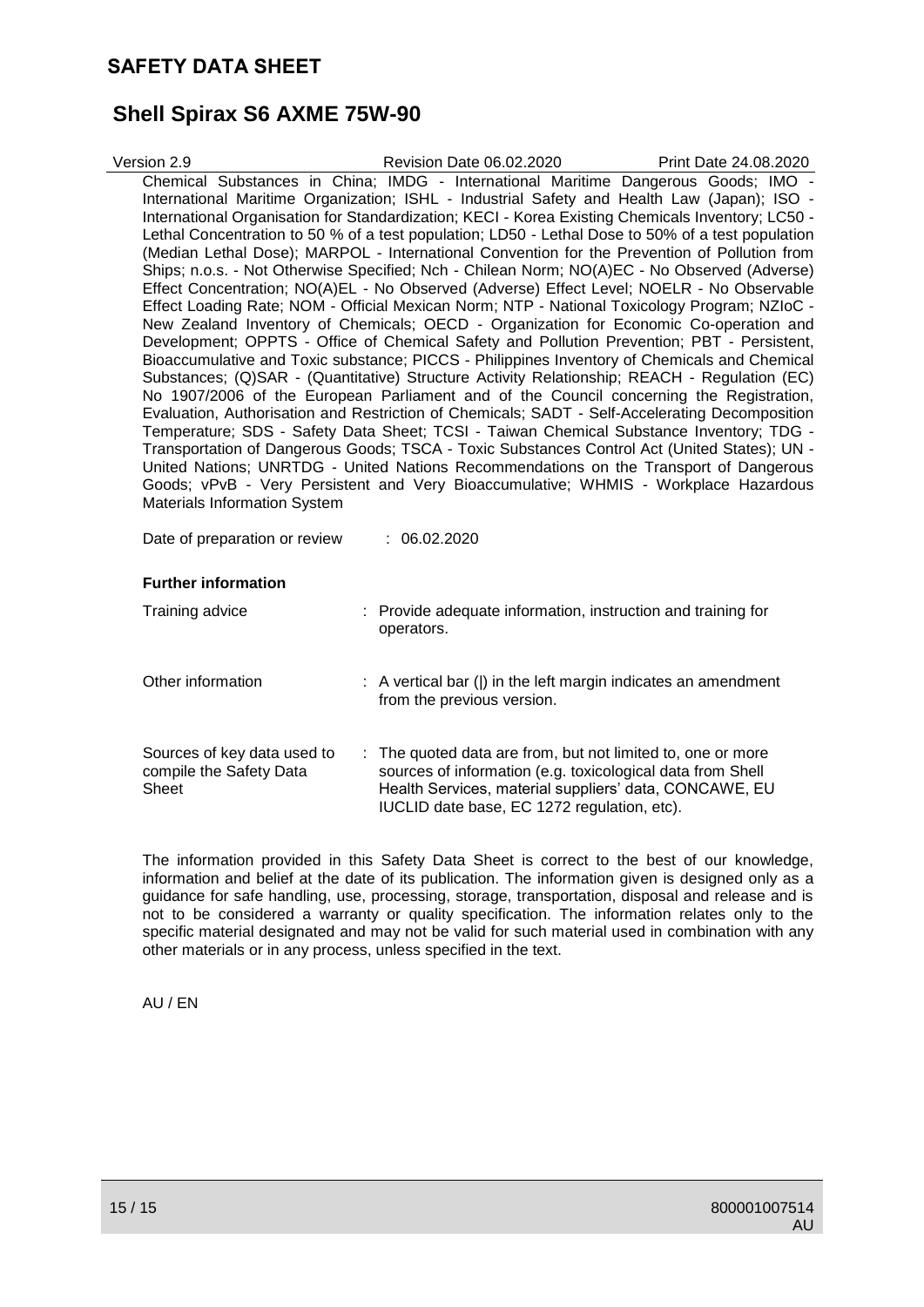Chemical Substances in China; IMDG - International Maritime Dangerous Goods; IMO - International Maritime Organization; ISHL - Industrial Safety and Health Law (Japan); ISO - International Organisation for Standardization; KECI - Korea Existing Chemicals Inventory; LC50 - Lethal Concentration to 50 % of a test population; LD50 - Lethal Dose to 50% of a test population (Median Lethal Dose); MARPOL - International Convention for the Prevention of Pollution from Ships; n.o.s. - Not Otherwise Specified; Nch - Chilean Norm; NO(A)EC - No Observed (Adverse) Effect Concentration; NO(A)EL - No Observed (Adverse) Effect Level; NOELR - No Observable Effect Loading Rate; NOM - Official Mexican Norm; NTP - National Toxicology Program; NZIoC - New Zealand Inventory of Chemicals; OECD - Organization for Economic Co-operation and Development; OPPTS - Office of Chemical Safety and Pollution Prevention; PBT - Persistent, Bioaccumulative and Toxic substance; PICCS - Philippines Inventory of Chemicals and Chemical Substances; (Q)SAR - (Quantitative) Structure Activity Relationship; REACH - Regulation (EC) No 1907/2006 of the European Parliament and of the Council concerning the Registration, Evaluation, Authorisation and Restriction of Chemicals; SADT - Self-Accelerating Decomposition Temperature; SDS - Safety Data Sheet; TCSI - Taiwan Chemical Substance Inventory; TDG - Transportation of Dangerous Goods; TSCA - Toxic Substances Control Act (United States); UN - United Nations; UNRTDG - United Nations Recommendations on the Transport of Dangerous Goods; vPvB - Very Persistent and Very Bioaccumulative; WHMIS - Workplace Hazardous Materials Information System

Date of preparation or review : 06.02.2020

**Further information**

| | |
|---|---|
| Training advice | : Provide adequate information, instruction and training for operators. |
| Other information | : A vertical bar (\|) in the left margin indicates an amendment from the previous version. |
| Sources of key data used to compile the Safety Data Sheet | : The quoted data are from, but not limited to, one or more sources of information (e.g. toxicological data from Shell Health Services, material suppliers' data, CONCAWE, EU IUCLID date base, EC 1272 regulation, etc). |

The information provided in this Safety Data Sheet is correct to the best of our knowledge, information and belief at the date of its publication. The information given is designed only as a guidance for safe handling, use, processing, storage, transportation, disposal and release and is not to be considered a warranty or quality specification. The information relates only to the specific material designated and may not be valid for such material used in combination with any other materials or in any process, unless specified in the text.

AU / EN